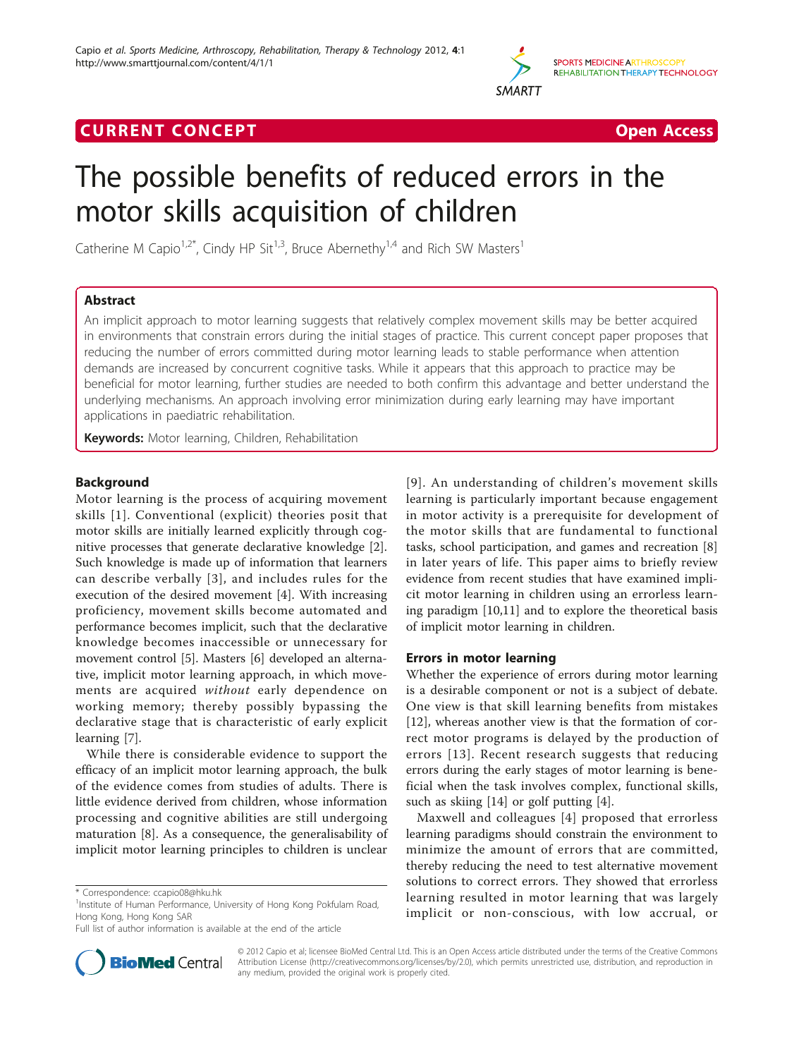CURRENT CONCEPT Open Access

# The possible benefits of reduced errors in the motor skills acquisition of children

Catherine M Capio[1,2*], Cindy HP Sit[1,3], Bruce Abernethy[1,4] and Rich SW Masters[1]

## Abstract

An implicit approach to motor learning suggests that relatively complex movement skills may be better acquired in environments that constrain errors during the initial stages of practice. This current concept paper proposes that reducing the number of errors committed during motor learning leads to stable performance when attention demands are increased by concurrent cognitive tasks. While it appears that this approach to practice may be beneficial for motor learning, further studies are needed to both confirm this advantage and better understand the underlying mechanisms. An approach involving error minimization during early learning may have important applications in paediatric rehabilitation.

**Keywords:** Motor learning, Children, Rehabilitation

## Background

Motor learning is the process of acquiring movement skills [1]. Conventional (explicit) theories posit that motor skills are initially learned explicitly through cognitive processes that generate declarative knowledge [2]. Such knowledge is made up of information that learners can describe verbally [3], and includes rules for the execution of the desired movement [4]. With increasing proficiency, movement skills become automated and performance becomes implicit, such that the declarative knowledge becomes inaccessible or unnecessary for movement control [5]. Masters [6] developed an alternative, implicit motor learning approach, in which movements are acquired *without* early dependence on working memory; thereby possibly bypassing the declarative stage that is characteristic of early explicit learning [7].

While there is considerable evidence to support the efficacy of an implicit motor learning approach, the bulk of the evidence comes from studies of adults. There is little evidence derived from children, whose information processing and cognitive abilities are still undergoing maturation [8]. As a consequence, the generalisability of implicit motor learning principles to children is unclear [9]. An understanding of children's movement skills learning is particularly important because engagement in motor activity is a prerequisite for development of the motor skills that are fundamental to functional tasks, school participation, and games and recreation [8] in later years of life. This paper aims to briefly review evidence from recent studies that have examined implicit motor learning in children using an errorless learning paradigm [10,11] and to explore the theoretical basis of implicit motor learning in children.

## Errors in motor learning

Whether the experience of errors during motor learning is a desirable component or not is a subject of debate. One view is that skill learning benefits from mistakes [12], whereas another view is that the formation of correct motor programs is delayed by the production of errors [13]. Recent research suggests that reducing errors during the early stages of motor learning is beneficial when the task involves complex, functional skills, such as skiing [14] or golf putting [4].

Maxwell and colleagues [4] proposed that errorless learning paradigms should constrain the environment to minimize the amount of errors that are committed, thereby reducing the need to test alternative movement solutions to correct errors. They showed that errorless learning resulted in motor learning that was largely implicit or non-conscious, with low accrual, or

\* Correspondence: ccapio08@hku.hk

[1]Institute of Human Performance, University of Hong Kong Pokfulam Road, Hong Kong, Hong Kong SAR

Full list of author information is available at the end of the article

© 2012 Capio et al; licensee BioMed Central Ltd. This is an Open Access article distributed under the terms of the Creative Commons Attribution License (http://creativecommons.org/licenses/by/2.0), which permits unrestricted use, distribution, and reproduction in any medium, provided the original work is properly cited.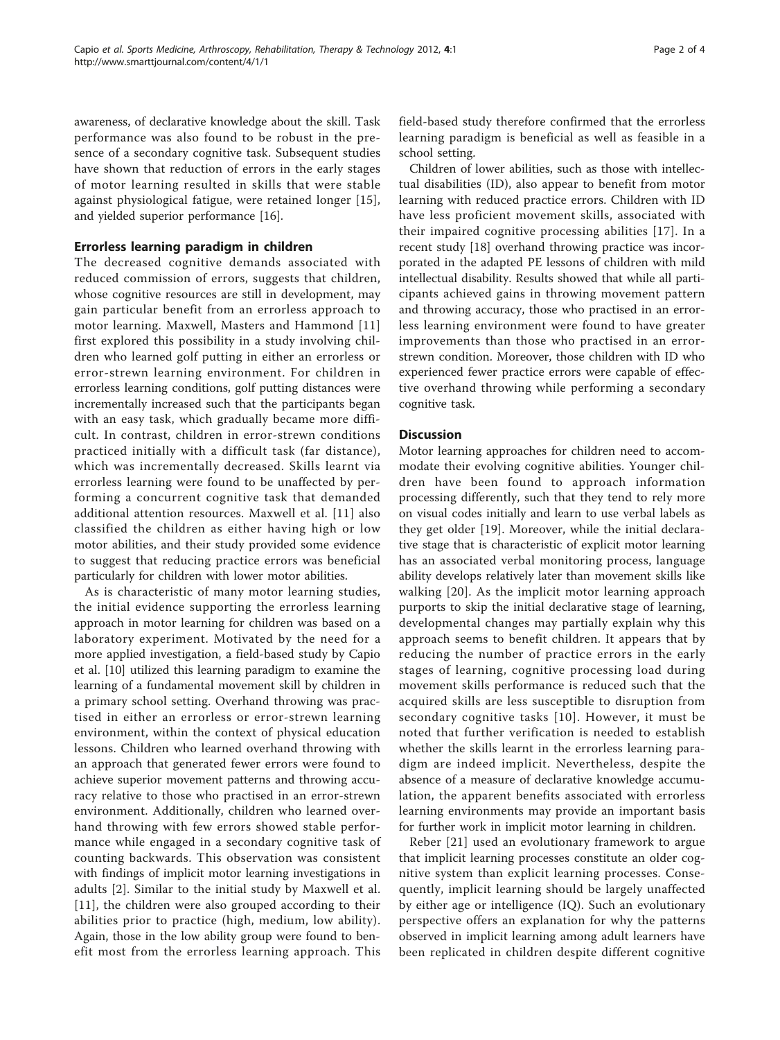awareness, of declarative knowledge about the skill. Task performance was also found to be robust in the presence of a secondary cognitive task. Subsequent studies have shown that reduction of errors in the early stages of motor learning resulted in skills that were stable against physiological fatigue, were retained longer [15], and yielded superior performance [16].

## Errorless learning paradigm in children

The decreased cognitive demands associated with reduced commission of errors, suggests that children, whose cognitive resources are still in development, may gain particular benefit from an errorless approach to motor learning. Maxwell, Masters and Hammond [11] first explored this possibility in a study involving children who learned golf putting in either an errorless or error-strewn learning environment. For children in errorless learning conditions, golf putting distances were incrementally increased such that the participants began with an easy task, which gradually became more difficult. In contrast, children in error-strewn conditions practiced initially with a difficult task (far distance), which was incrementally decreased. Skills learnt via errorless learning were found to be unaffected by performing a concurrent cognitive task that demanded additional attention resources. Maxwell et al. [11] also classified the children as either having high or low motor abilities, and their study provided some evidence to suggest that reducing practice errors was beneficial particularly for children with lower motor abilities.

As is characteristic of many motor learning studies, the initial evidence supporting the errorless learning approach in motor learning for children was based on a laboratory experiment. Motivated by the need for a more applied investigation, a field-based study by Capio et al. [10] utilized this learning paradigm to examine the learning of a fundamental movement skill by children in a primary school setting. Overhand throwing was practised in either an errorless or error-strewn learning environment, within the context of physical education lessons. Children who learned overhand throwing with an approach that generated fewer errors were found to achieve superior movement patterns and throwing accuracy relative to those who practised in an error-strewn environment. Additionally, children who learned overhand throwing with few errors showed stable performance while engaged in a secondary cognitive task of counting backwards. This observation was consistent with findings of implicit motor learning investigations in adults [2]. Similar to the initial study by Maxwell et al. [11], the children were also grouped according to their abilities prior to practice (high, medium, low ability). Again, those in the low ability group were found to benefit most from the errorless learning approach. This field-based study therefore confirmed that the errorless learning paradigm is beneficial as well as feasible in a school setting.

Children of lower abilities, such as those with intellectual disabilities (ID), also appear to benefit from motor learning with reduced practice errors. Children with ID have less proficient movement skills, associated with their impaired cognitive processing abilities [17]. In a recent study [18] overhand throwing practice was incorporated in the adapted PE lessons of children with mild intellectual disability. Results showed that while all participants achieved gains in throwing movement pattern and throwing accuracy, those who practised in an errorless learning environment were found to have greater improvements than those who practised in an error-strewn condition. Moreover, those children with ID who experienced fewer practice errors were capable of effective overhand throwing while performing a secondary cognitive task.

## Discussion

Motor learning approaches for children need to accommodate their evolving cognitive abilities. Younger children have been found to approach information processing differently, such that they tend to rely more on visual codes initially and learn to use verbal labels as they get older [19]. Moreover, while the initial declarative stage that is characteristic of explicit motor learning has an associated verbal monitoring process, language ability develops relatively later than movement skills like walking [20]. As the implicit motor learning approach purports to skip the initial declarative stage of learning, developmental changes may partially explain why this approach seems to benefit children. It appears that by reducing the number of practice errors in the early stages of learning, cognitive processing load during movement skills performance is reduced such that the acquired skills are less susceptible to disruption from secondary cognitive tasks [10]. However, it must be noted that further verification is needed to establish whether the skills learnt in the errorless learning paradigm are indeed implicit. Nevertheless, despite the absence of a measure of declarative knowledge accumulation, the apparent benefits associated with errorless learning environments may provide an important basis for further work in implicit motor learning in children.

Reber [21] used an evolutionary framework to argue that implicit learning processes constitute an older cognitive system than explicit learning processes. Consequently, implicit learning should be largely unaffected by either age or intelligence (IQ). Such an evolutionary perspective offers an explanation for why the patterns observed in implicit learning among adult learners have been replicated in children despite different cognitive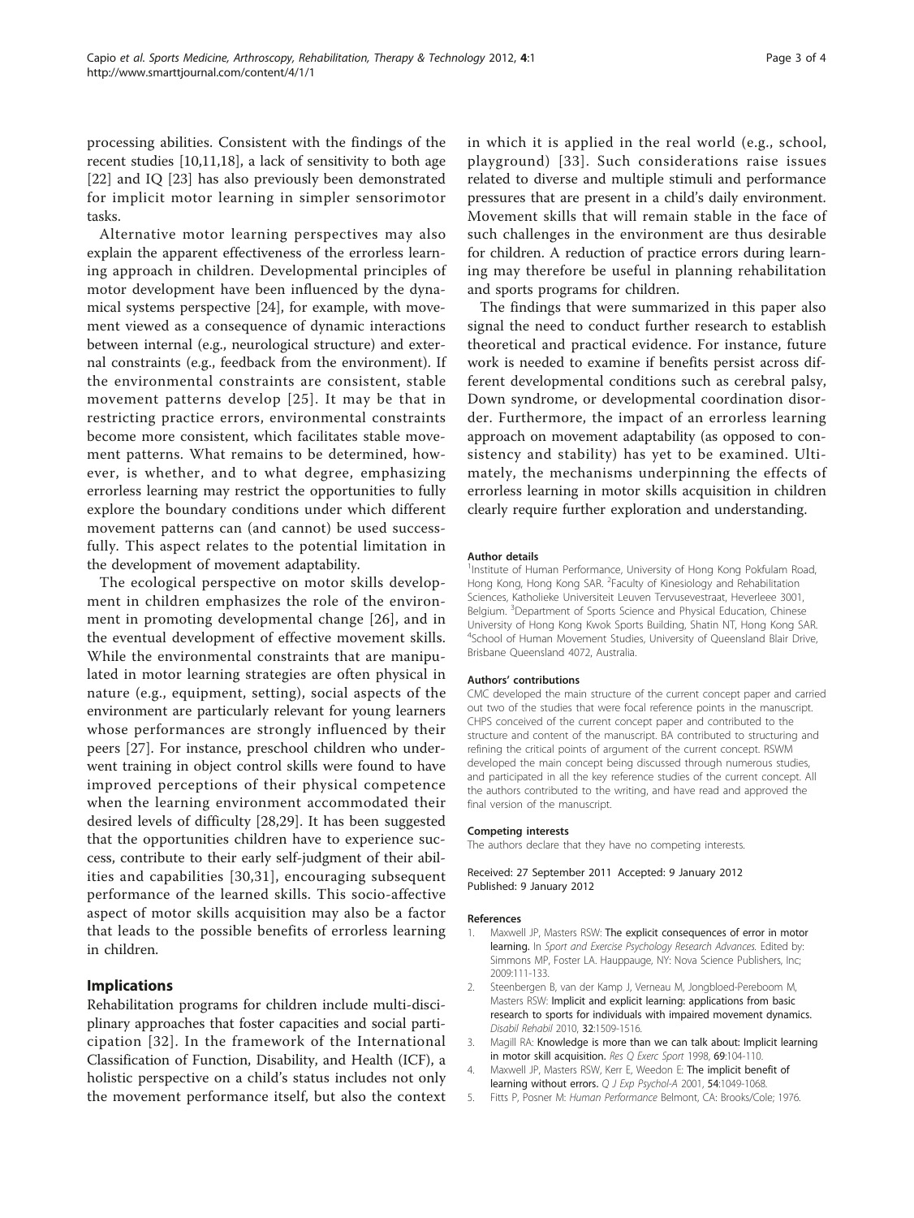processing abilities. Consistent with the findings of the recent studies [10,11,18], a lack of sensitivity to both age [22] and IQ [23] has also previously been demonstrated for implicit motor learning in simpler sensorimotor tasks.

Alternative motor learning perspectives may also explain the apparent effectiveness of the errorless learning approach in children. Developmental principles of motor development have been influenced by the dynamical systems perspective [24], for example, with movement viewed as a consequence of dynamic interactions between internal (e.g., neurological structure) and external constraints (e.g., feedback from the environment). If the environmental constraints are consistent, stable movement patterns develop [25]. It may be that in restricting practice errors, environmental constraints become more consistent, which facilitates stable movement patterns. What remains to be determined, however, is whether, and to what degree, emphasizing errorless learning may restrict the opportunities to fully explore the boundary conditions under which different movement patterns can (and cannot) be used successfully. This aspect relates to the potential limitation in the development of movement adaptability.

The ecological perspective on motor skills development in children emphasizes the role of the environment in promoting developmental change [26], and in the eventual development of effective movement skills. While the environmental constraints that are manipulated in motor learning strategies are often physical in nature (e.g., equipment, setting), social aspects of the environment are particularly relevant for young learners whose performances are strongly influenced by their peers [27]. For instance, preschool children who underwent training in object control skills were found to have improved perceptions of their physical competence when the learning environment accommodated their desired levels of difficulty [28,29]. It has been suggested that the opportunities children have to experience success, contribute to their early self-judgment of their abilities and capabilities [30,31], encouraging subsequent performance of the learned skills. This socio-affective aspect of motor skills acquisition may also be a factor that leads to the possible benefits of errorless learning in children.

## Implications

Rehabilitation programs for children include multi-disciplinary approaches that foster capacities and social participation [32]. In the framework of the International Classification of Function, Disability, and Health (ICF), a holistic perspective on a child's status includes not only the movement performance itself, but also the context in which it is applied in the real world (e.g., school, playground) [33]. Such considerations raise issues related to diverse and multiple stimuli and performance pressures that are present in a child's daily environment. Movement skills that will remain stable in the face of such challenges in the environment are thus desirable for children. A reduction of practice errors during learning may therefore be useful in planning rehabilitation and sports programs for children.

The findings that were summarized in this paper also signal the need to conduct further research to establish theoretical and practical evidence. For instance, future work is needed to examine if benefits persist across different developmental conditions such as cerebral palsy, Down syndrome, or developmental coordination disorder. Furthermore, the impact of an errorless learning approach on movement adaptability (as opposed to consistency and stability) has yet to be examined. Ultimately, the mechanisms underpinning the effects of errorless learning in motor skills acquisition in children clearly require further exploration and understanding.

#### Author details

[1]Institute of Human Performance, University of Hong Kong Pokfulam Road, Hong Kong, Hong Kong SAR. [2]Faculty of Kinesiology and Rehabilitation Sciences, Katholieke Universiteit Leuven Tervusevestraat, Heverleee 3001, Belgium. [3]Department of Sports Science and Physical Education, Chinese University of Hong Kong Kwok Sports Building, Shatin NT, Hong Kong SAR. [4]School of Human Movement Studies, University of Queensland Blair Drive, Brisbane Queensland 4072, Australia.

#### Authors' contributions

CMC developed the main structure of the current concept paper and carried out two of the studies that were focal reference points in the manuscript. CHPS conceived of the current concept paper and contributed to the structure and content of the manuscript. BA contributed to structuring and refining the critical points of argument of the current concept. RSWM developed the main concept being discussed through numerous studies, and participated in all the key reference studies of the current concept. All the authors contributed to the writing, and have read and approved the final version of the manuscript.

#### Competing interests

The authors declare that they have no competing interests.

Received: 27 September 2011 Accepted: 9 January 2012
Published: 9 January 2012

#### References

1. Maxwell JP, Masters RSW: **The explicit consequences of error in motor learning.** In *Sport and Exercise Psychology Research Advances.* Edited by: Simmons MP, Foster LA. Hauppauge, NY: Nova Science Publishers, Inc; 2009:111-133.
2. Steenbergen B, van der Kamp J, Verneau M, Jongbloed-Pereboom M, Masters RSW: **Implicit and explicit learning: applications from basic research to sports for individuals with impaired movement dynamics.** *Disabil Rehabil* 2010, **32**:1509-1516.
3. Magill RA: **Knowledge is more than we can talk about: Implicit learning in motor skill acquisition.** *Res Q Exerc Sport* 1998, **69**:104-110.
4. Maxwell JP, Masters RSW, Kerr E, Weedon E: **The implicit benefit of learning without errors.** *Q J Exp Psychol-A* 2001, **54**:1049-1068.
5. Fitts P, Posner M: *Human Performance* Belmont, CA: Brooks/Cole; 1976.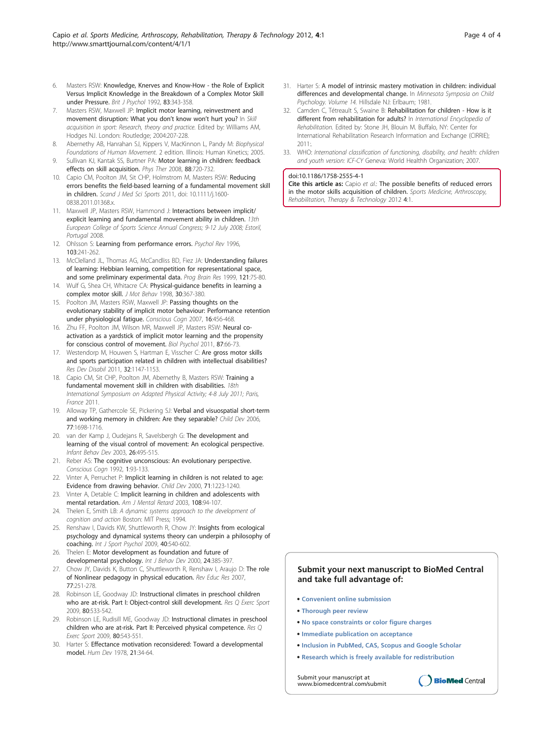6. Masters RSW: **Knowledge, Knerves and Know-How - the Role of Explicit Versus Implicit Knowledge in the Breakdown of a Complex Motor Skill under Pressure.** *Brit J Psychol* 1992, **83**:343-358.
7. Masters RSW, Maxwell JP: **Implicit motor learning, reinvestment and movement disruption: What you don't know won't hurt you?** In *Skill acquisition in sport: Research, theory and practice.* Edited by: Williams AM, Hodges NJ. London: Routledge; 2004:207-228.
8. Abernethy AB, Hanrahan SJ, Kippers V, MacKinnon L, Pandy M: *Biophysical Foundations of Human Movement.* 2 edition. Illinois: Human Kinetics; 2005.
9. Sullivan KJ, Kantak SS, Burtner PA: **Motor learning in children: feedback effects on skill acquisition.** *Phys Ther* 2008, **88**:720-732.
10. Capio CM, Poolton JM, Sit CHP, Holmstrom M, Masters RSW: **Reducing errors benefits the field-based learning of a fundamental movement skill in children.** *Scand J Med Sci Sports* 2011, doi: 10.1111/j.1600-0838.2011.01368.x.
11. Maxwell JP, Masters RSW, Hammond J: **Interactions between implicit/explicit learning and fundamental movement ability in children.** *13th European College of Sports Science Annual Congress; 9-12 July 2008; Estoril, Portugal* 2008.
12. Ohlsson S: **Learning from performance errors.** *Psychol Rev* 1996, **103**:241-262.
13. McClelland JL, Thomas AG, McCandliss BD, Fiez JA: **Understanding failures of learning: Hebbian learning, competition for representational space, and some preliminary experimental data.** *Prog Brain Res* 1999, **121**:75-80.
14. Wulf G, Shea CH, Whitacre CA: **Physical-guidance benefits in learning a complex motor skill.** *J Mot Behav* 1998, **30**:367-380.
15. Poolton JM, Masters RSW, Maxwell JP: **Passing thoughts on the evolutionary stability of implicit motor behaviour: Performance retention under physiological fatigue.** *Conscious Cogn* 2007, **16**:456-468.
16. Zhu FF, Poolton JM, Wilson MR, Maxwell JP, Masters RSW: **Neural co-activation as a yardstick of implicit motor learning and the propensity for conscious control of movement.** *Biol Psychol* 2011, **87**:66-73.
17. Westendorp M, Houwen S, Hartman E, Visscher C: **Are gross motor skills and sports participation related in children with intellectual disabilities?** *Res Dev Disabil* 2011, **32**:1147-1153.
18. Capio CM, Sit CHP, Poolton JM, Abernethy B, Masters RSW: **Training a fundamental movement skill in children with disabilities.** *18th International Symposium on Adapted Physical Activity; 4-8 July 2011; Paris, France* 2011.
19. Alloway TP, Gathercole SE, Pickering SJ: **Verbal and visuospatial short-term and working memory in children: Are they separable?** *Child Dev* 2006, **77**:1698-1716.
20. van der Kamp J, Oudejans R, Savelsbergh G: **The development and learning of the visual control of movement: An ecological perspective.** *Infant Behav Dev* 2003, **26**:495-515.
21. Reber AS: **The cognitive unconscious: An evolutionary perspective.** *Conscious Cogn* 1992, **1**:93-133.
22. Vinter A, Perruchet P: **Implicit learning in children is not related to age: Evidence from drawing behavior.** *Child Dev* 2000, **71**:1223-1240.
23. Vinter A, Detable C: **Implicit learning in children and adolescents with mental retardation.** *Am J Mental Retard* 2003, **108**:94-107.
24. Thelen E, Smith LB: *A dynamic systems approach to the development of cognition and action* Boston: MIT Press; 1994.
25. Renshaw I, Davids KW, Shuttleworth R, Chow JY: **Insights from ecological psychology and dynamical systems theory can underpin a philosophy of coaching.** *Int J Sport Psychol* 2009, **40**:540-602.
26. Thelen E: **Motor development as foundation and future of developmental psychology.** *Int J Behav Dev* 2000, **24**:385-397.
27. Chow JY, Davids K, Button C, Shuttleworth R, Renshaw I, Araujo D: **The role of Nonlinear pedagogy in physical education.** *Rev Educ Res* 2007, **77**:251-278.
28. Robinson LE, Goodway JD: **Instructional climates in preschool children who are at-risk. Part I: Object-control skill development.** *Res Q Exerc Sport* 2009, **80**:533-542.
29. Robinson LE, Rudisill ME, Goodway JD: **Instructional climates in preschool children who are at-risk. Part II: Perceived physical competence.** *Res Q Exerc Sport* 2009, **80**:543-551.
30. Harter S: **Effectance motivation reconsidered: Toward a developmental model.** *Hum Dev* 1978, **21**:34-64.
31. Harter S: **A model of intrinsic mastery motivation in children: individual differences and developmental change.** In *Minnesota Symposia on Child Psychology. Volume 14.* Hillsdale NJ: Erlbaum; 1981.
32. Camden C, Tétreault S, Swaine B: **Rehabilitation for children - How is it different from rehabilitation for adults?** In *International Encyclopedia of Rehabilitation.* Edited by: Stone JH, Blouin M. Buffalo, NY: Center for International Rehabilitation Research Information and Exchange (CIRRIE); 2011:.
33. WHO: *International classification of functioning, disability, and health: children and youth version: ICF-CY* Geneva: World Healthh Organization; 2007.

doi:10.1186/1758-2555-4-1

**Cite this article as:** Capio *et al.*: The possible benefits of reduced errors in the motor skills acquisition of children. *Sports Medicine, Arthroscopy, Rehabilitation, Therapy & Technology* 2012 **4**:1.

**Submit your next manuscript to BioMed Central and take full advantage of:**

- **Convenient online submission**
- **Thorough peer review**
- **No space constraints or color figure charges**
- **Immediate publication on acceptance**
- **Inclusion in PubMed, CAS, Scopus and Google Scholar**
- **Research which is freely available for redistribution**

Submit your manuscript at www.biomedcentral.com/submit

BioMed Central